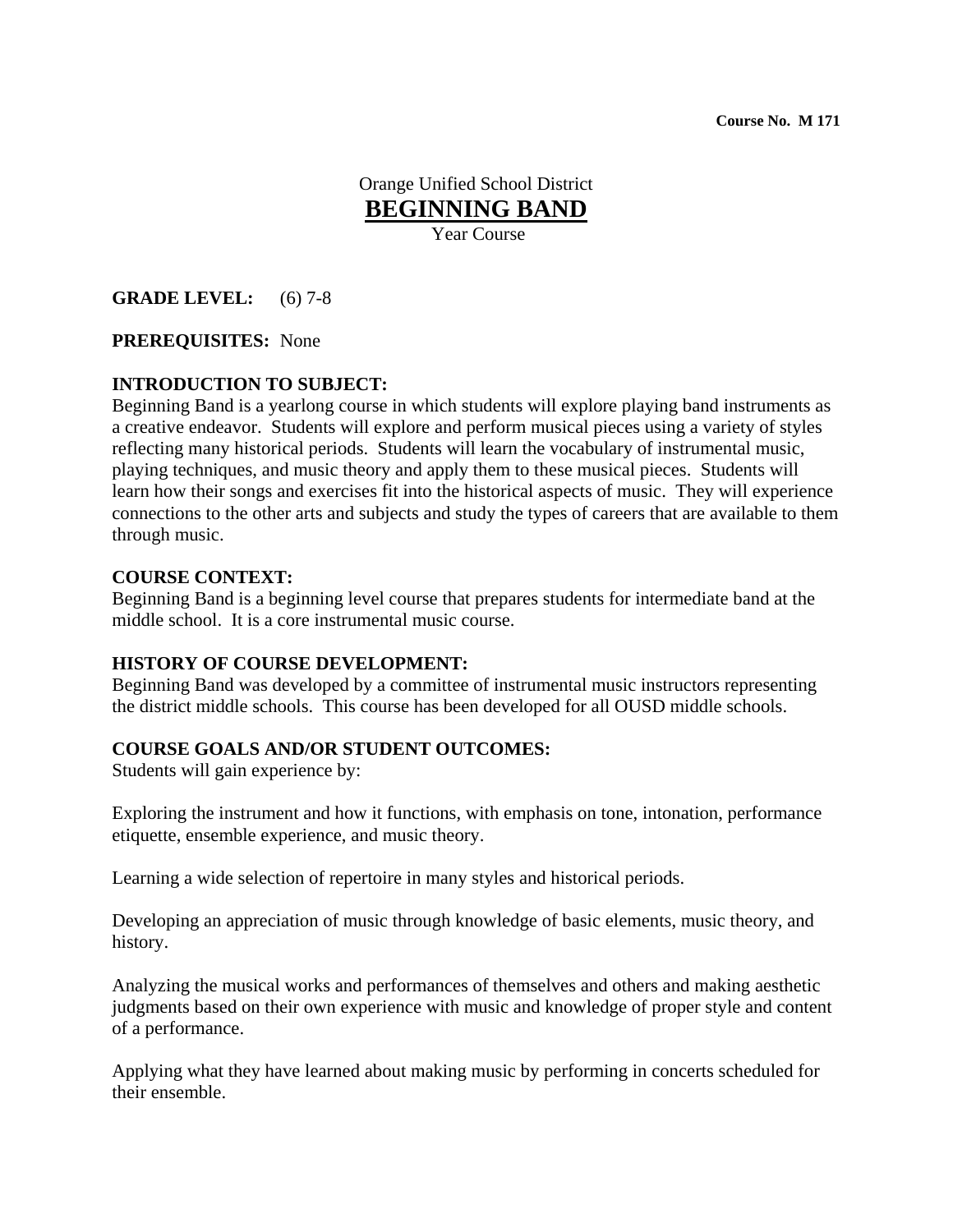**Course No. M 171**

Orange Unified School District

# BEGINNING BAND

Year Course

**GRADE LEVEL:** (6) 7-8

**PREREQUISITES:** None

**INTRODUCTION TO SUBJECT:**

Beginning Band is a yearlong course in which students will explore playing band instruments as a creative endeavor. Students will explore and perform musical pieces using a variety of styles reflecting many historical periods. Students will learn the vocabulary of instrumental music, playing techniques, and music theory and apply them to these musical pieces. Students will learn how their songs and exercises fit into the historical aspects of music. They will experience connections to the other arts and subjects and study the types of careers that are available to them through music.

**COURSE CONTEXT:**

Beginning Band is a beginning level course that prepares students for intermediate band at the middle school. It is a core instrumental music course.

**HISTORY OF COURSE DEVELOPMENT:**

Beginning Band was developed by a committee of instrumental music instructors representing the district middle schools. This course has been developed for all OUSD middle schools.

**COURSE GOALS AND/OR STUDENT OUTCOMES:**

Students will gain experience by:

Exploring the instrument and how it functions, with emphasis on tone, intonation, performance etiquette, ensemble experience, and music theory.

Learning a wide selection of repertoire in many styles and historical periods.

Developing an appreciation of music through knowledge of basic elements, music theory, and history.

Analyzing the musical works and performances of themselves and others and making aesthetic judgments based on their own experience with music and knowledge of proper style and content of a performance.

Applying what they have learned about making music by performing in concerts scheduled for their ensemble.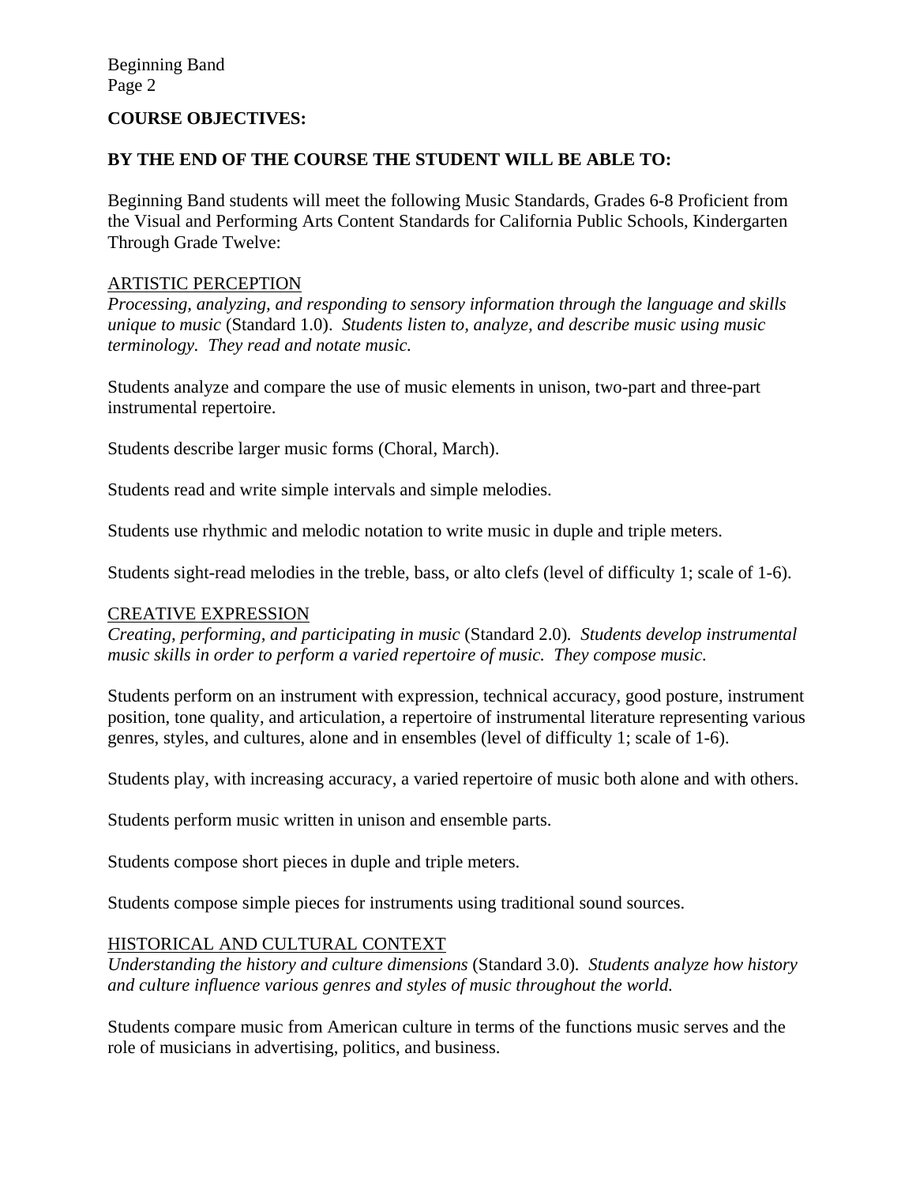**COURSE OBJECTIVES:**

**BY THE END OF THE COURSE THE STUDENT WILL BE ABLE TO:**

Beginning Band students will meet the following Music Standards, Grades 6-8 Proficient from the Visual and Performing Arts Content Standards for California Public Schools, Kindergarten Through Grade Twelve:

ARTISTIC PERCEPTION

*Processing, analyzing, and responding to sensory information through the language and skills unique to music* (Standard 1.0). *Students listen to, analyze, and describe music using music terminology. They read and notate music.*

Students analyze and compare the use of music elements in unison, two-part and three-part instrumental repertoire.

Students describe larger music forms (Choral, March).

Students read and write simple intervals and simple melodies.

Students use rhythmic and melodic notation to write music in duple and triple meters.

Students sight-read melodies in the treble, bass, or alto clefs (level of difficulty 1; scale of 1-6).

CREATIVE EXPRESSION

*Creating, performing, and participating in music* (Standard 2.0). *Students develop instrumental music skills in order to perform a varied repertoire of music. They compose music.*

Students perform on an instrument with expression, technical accuracy, good posture, instrument position, tone quality, and articulation, a repertoire of instrumental literature representing various genres, styles, and cultures, alone and in ensembles (level of difficulty 1; scale of 1-6).

Students play, with increasing accuracy, a varied repertoire of music both alone and with others.

Students perform music written in unison and ensemble parts.

Students compose short pieces in duple and triple meters.

Students compose simple pieces for instruments using traditional sound sources.

HISTORICAL AND CULTURAL CONTEXT

*Understanding the history and culture dimensions* (Standard 3.0). *Students analyze how history and culture influence various genres and styles of music throughout the world.*

Students compare music from American culture in terms of the functions music serves and the role of musicians in advertising, politics, and business.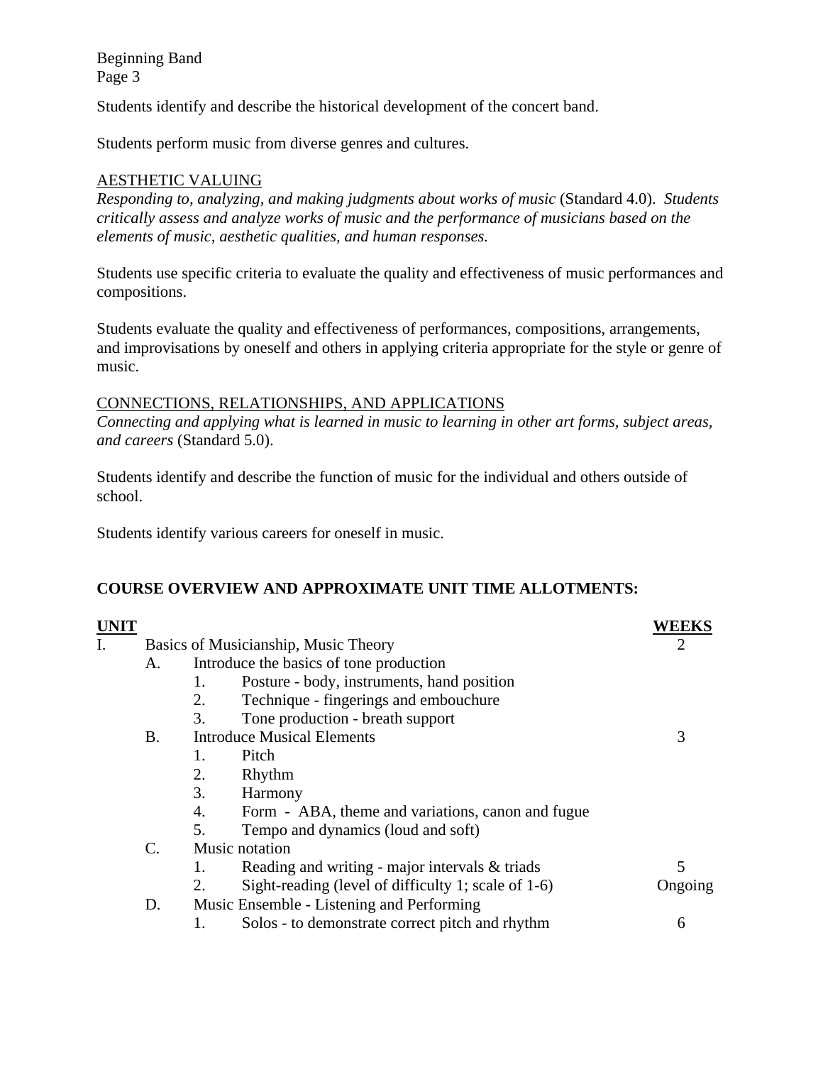Students identify and describe the historical development of the concert band.

Students perform music from diverse genres and cultures.

<u>AESTHETIC VALUING</u>

*Responding to, analyzing, and making judgments about works of music* (Standard 4.0). *Students critically assess and analyze works of music and the performance of musicians based on the elements of music, aesthetic qualities, and human responses.*

Students use specific criteria to evaluate the quality and effectiveness of music performances and compositions.

Students evaluate the quality and effectiveness of performances, compositions, arrangements, and improvisations by oneself and others in applying criteria appropriate for the style or genre of music.

<u>CONNECTIONS, RELATIONSHIPS, AND APPLICATIONS</u>

*Connecting and applying what is learned in music to learning in other art forms, subject areas, and careers* (Standard 5.0).

Students identify and describe the function of music for the individual and others outside of school.

Students identify various careers for oneself in music.

**COURSE OVERVIEW AND APPROXIMATE UNIT TIME ALLOTMENTS:**

| UNIT | | | | WEEKS |
|---|---|---|---|---|
| I. | Basics of Musicianship, Music Theory | | | 2 |
| | A. | Introduce the basics of tone production | | |
| | | 1. | Posture - body, instruments, hand position | |
| | | 2. | Technique - fingerings and embouchure | |
| | | 3. | Tone production - breath support | |
| | B. | Introduce Musical Elements | | 3 |
| | | 1. | Pitch | |
| | | 2. | Rhythm | |
| | | 3. | Harmony | |
| | | 4. | Form - ABA, theme and variations, canon and fugue | |
| | | 5. | Tempo and dynamics (loud and soft) | |
| | C. | Music notation | | |
| | | 1. | Reading and writing - major intervals & triads | 5 |
| | | 2. | Sight-reading (level of difficulty 1; scale of 1-6) | Ongoing |
| | D. | Music Ensemble - Listening and Performing | | |
| | | 1. | Solos - to demonstrate correct pitch and rhythm | 6 |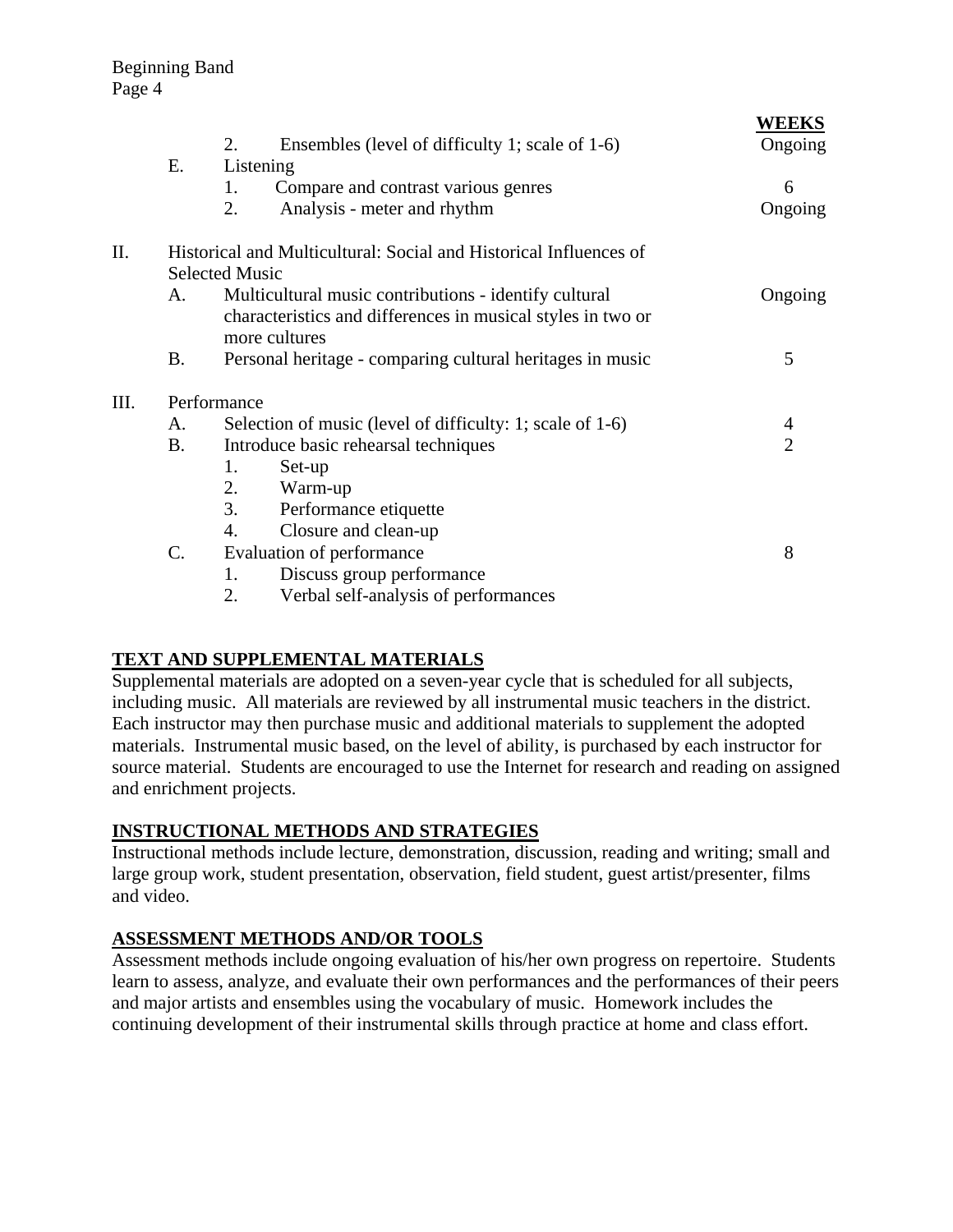| | | | | WEEKS |
|---|---|---|---|---|
| | | 2. | Ensembles (level of difficulty 1; scale of 1-6) | Ongoing |
| | E. | Listening | | |
| | | 1. | Compare and contrast various genres | 6 |
| | | 2. | Analysis - meter and rhythm | Ongoing |
| II. | Historical and Multicultural: Social and Historical Influences of Selected Music | | | |
| | A. | Multicultural music contributions - identify cultural characteristics and differences in musical styles in two or more cultures | | Ongoing |
| | B. | Personal heritage - comparing cultural heritages in music | | 5 |
| III. | Performance | | | |
| | A. | Selection of music (level of difficulty: 1; scale of 1-6) | | 4 |
| | B. | Introduce basic rehearsal techniques | | 2 |
| | | 1. | Set-up | |
| | | 2. | Warm-up | |
| | | 3. | Performance etiquette | |
| | | 4. | Closure and clean-up | |
| | C. | Evaluation of performance | | 8 |
| | | 1. | Discuss group performance | |
| | | 2. | Verbal self-analysis of performances | |

## TEXT AND SUPPLEMENTAL MATERIALS

Supplemental materials are adopted on a seven-year cycle that is scheduled for all subjects, including music. All materials are reviewed by all instrumental music teachers in the district. Each instructor may then purchase music and additional materials to supplement the adopted materials. Instrumental music based, on the level of ability, is purchased by each instructor for source material. Students are encouraged to use the Internet for research and reading on assigned and enrichment projects.

## INSTRUCTIONAL METHODS AND STRATEGIES

Instructional methods include lecture, demonstration, discussion, reading and writing; small and large group work, student presentation, observation, field student, guest artist/presenter, films and video.

## ASSESSMENT METHODS AND/OR TOOLS

Assessment methods include ongoing evaluation of his/her own progress on repertoire. Students learn to assess, analyze, and evaluate their own performances and the performances of their peers and major artists and ensembles using the vocabulary of music. Homework includes the continuing development of their instrumental skills through practice at home and class effort.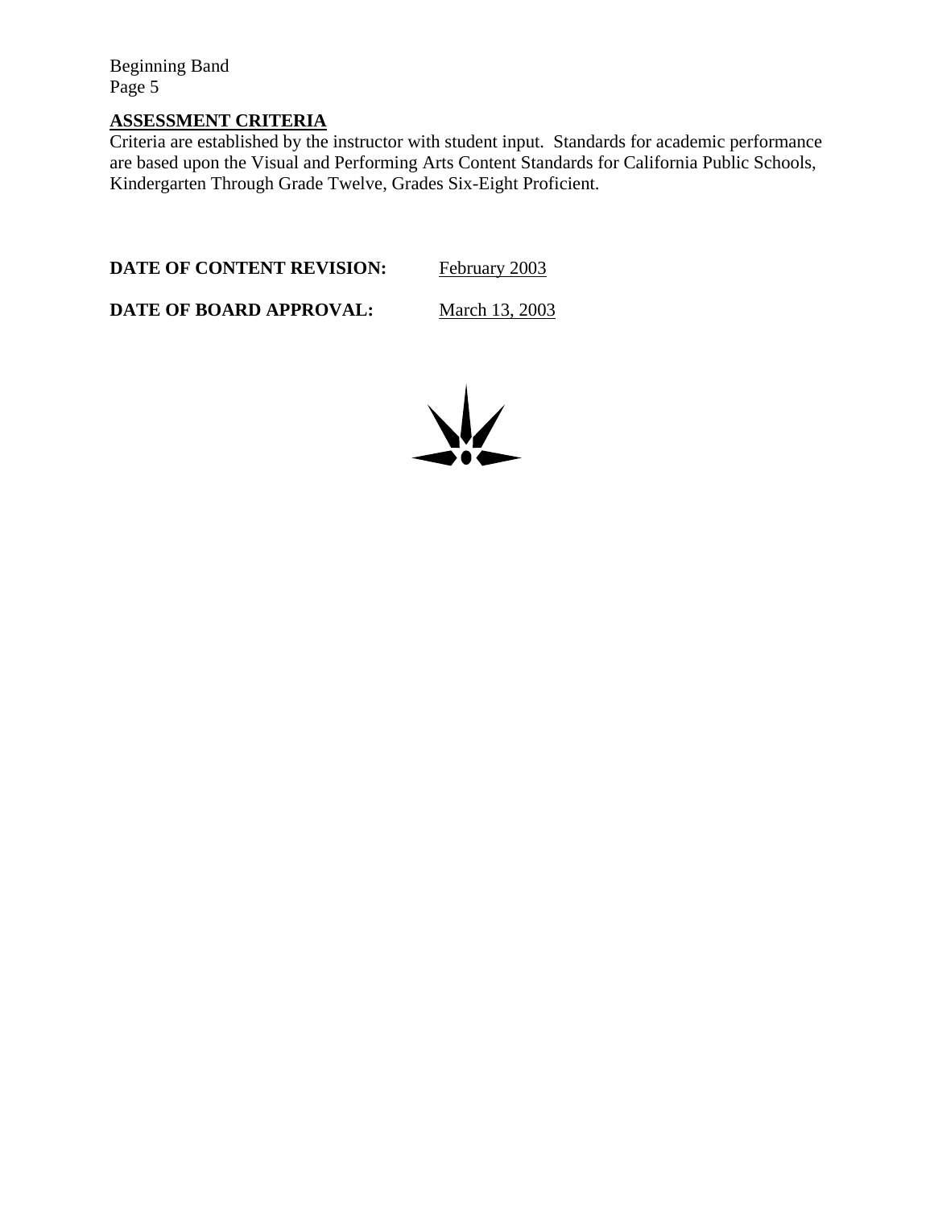## ASSESSMENT CRITERIA

Criteria are established by the instructor with student input. Standards for academic performance are based upon the Visual and Performing Arts Content Standards for California Public Schools, Kindergarten Through Grade Twelve, Grades Six-Eight Proficient.

**DATE OF CONTENT REVISION:** February 2003

**DATE OF BOARD APPROVAL:** March 13, 2003